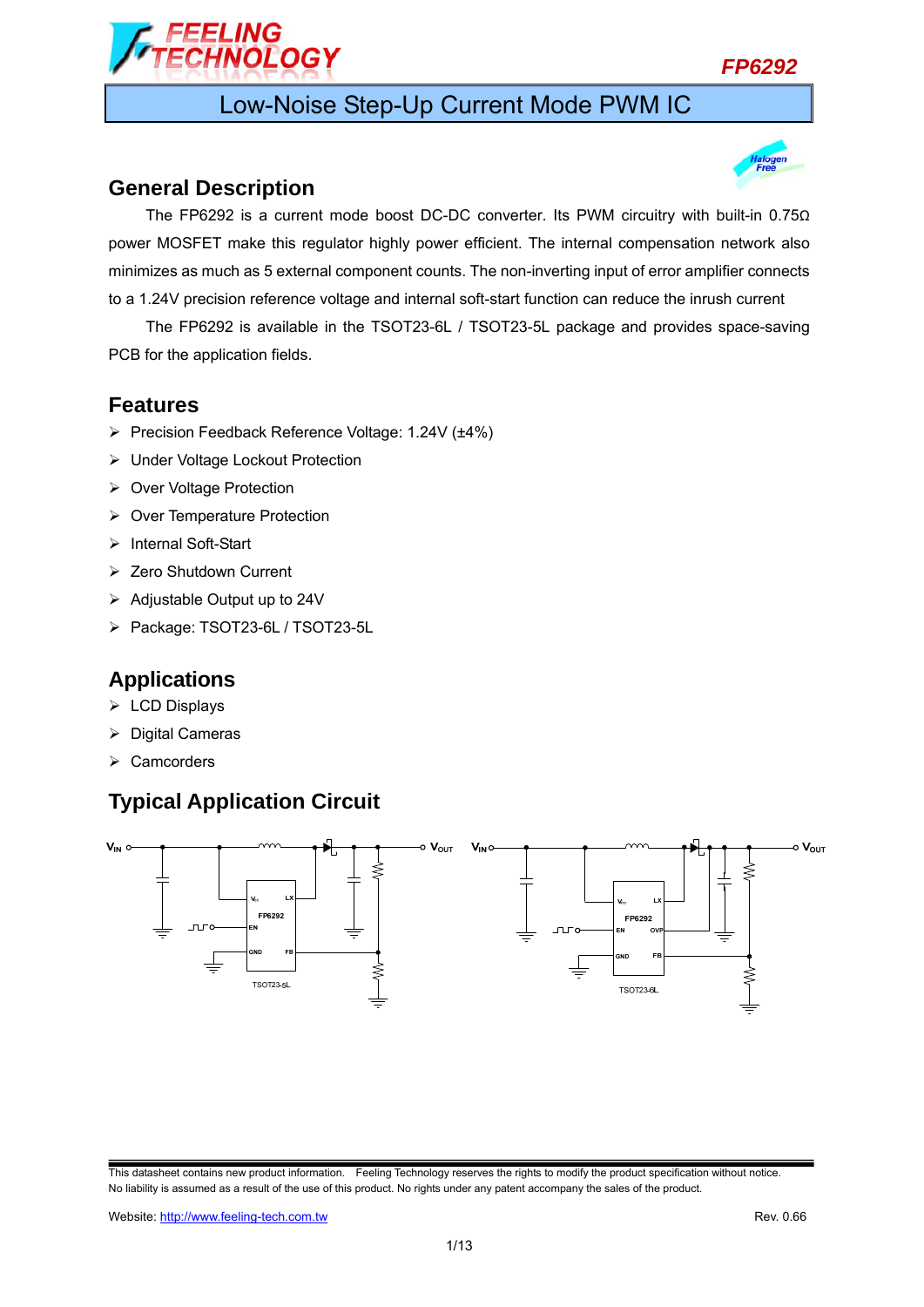# FP6292

## Low-Noise Step-Up Current Mode PWM IC

## General Description

The FP6292 is a current mode boost DC-DC converter. Its PWM circuitry with built-in 0.75Ω power MOSFET make this regulator highly power efficient. The internal compensation network also minimizes as much as 5 external component counts. The non-inverting input of error amplifier connects to a 1.24V precision reference voltage and internal soft-start function can reduce the inrush current

The FP6292 is available in the TSOT23-6L / TSOT23-5L package and provides space-saving PCB for the application fields.

## Features

- Precision Feedback Reference Voltage: 1.24V (±4%)
- Under Voltage Lockout Protection
- Over Voltage Protection
- Over Temperature Protection
- Internal Soft-Start
- Zero Shutdown Current
- Adjustable Output up to 24V
- Package: TSOT23-6L / TSOT23-5L

## Applications

- LCD Displays
- Digital Cameras
- Camcorders

## Typical Application Circuit

$V_{IN}$ — $V_{OUT}$ — FP6292 (VCC, LX, EN, GND, FB) — TSOT23-5L

$V_{IN}$ — $V_{OUT}$ — FP6292 (VCC, LX, EN, OVP, GND, FB) — TSOT23-6L

This datasheet contains new product information. Feeling Technology reserves the rights to modify the product specification without notice. No liability is assumed as a result of the use of this product. No rights under any patent accompany the sales of the product.

Website: http://www.feeling-tech.com.tw Rev. 0.66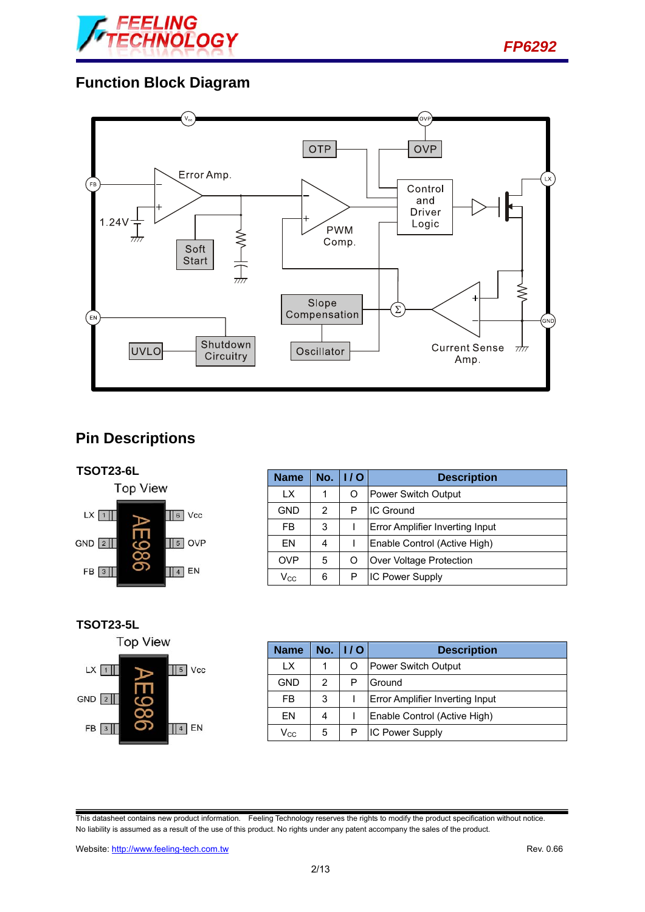## Function Block Diagram

## Pin Descriptions

### TSOT23-6L

| Name | No. | I / O | Description |
|---|---|---|---|
| LX | 1 | O | Power Switch Output |
| GND | 2 | P | IC Ground |
| FB | 3 | I | Error Amplifier Inverting Input |
| EN | 4 | I | Enable Control (Active High) |
| OVP | 5 | O | Over Voltage Protection |
| $V_{CC}$ | 6 | P | IC Power Supply |

### TSOT23-5L

| Name | No. | I / O | Description |
|---|---|---|---|
| LX | 1 | O | Power Switch Output |
| GND | 2 | P | Ground |
| FB | 3 | I | Error Amplifier Inverting Input |
| EN | 4 | I | Enable Control (Active High) |
| $V_{CC}$ | 5 | P | IC Power Supply |

This datasheet contains new product information. Feeling Technology reserves the rights to modify the product specification without notice. No liability is assumed as a result of the use of this product. No rights under any patent accompany the sales of the product.

Website: http://www.feeling-tech.com.tw Rev. 0.66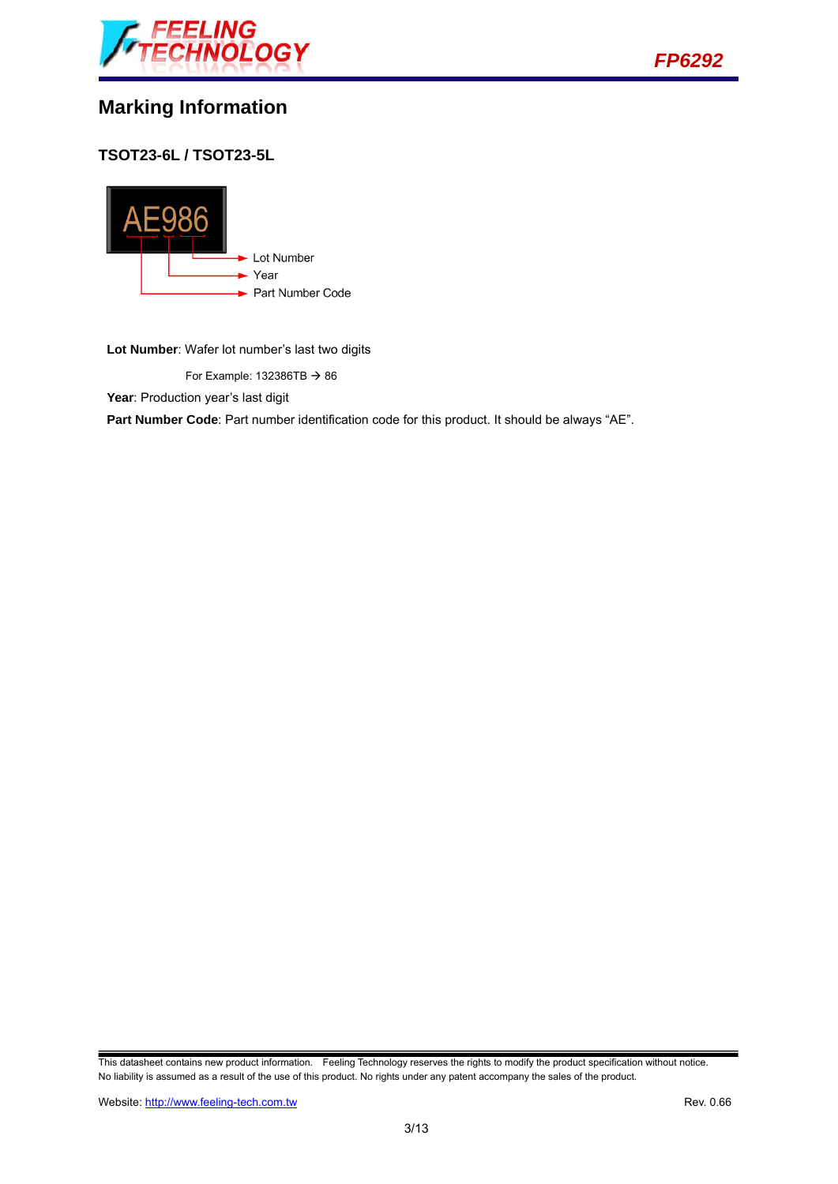## Marking Information

### TSOT23-6L / TSOT23-5L

AE986

- Lot Number
- Year
- Part Number Code

**Lot Number**: Wafer lot number's last two digits

For Example: 132386TB → 86

**Year**: Production year's last digit

**Part Number Code**: Part number identification code for this product. It should be always "AE".

This datasheet contains new product information. Feeling Technology reserves the rights to modify the product specification without notice. No liability is assumed as a result of the use of this product. No rights under any patent accompany the sales of the product.

Website: http://www.feeling-tech.com.tw Rev. 0.66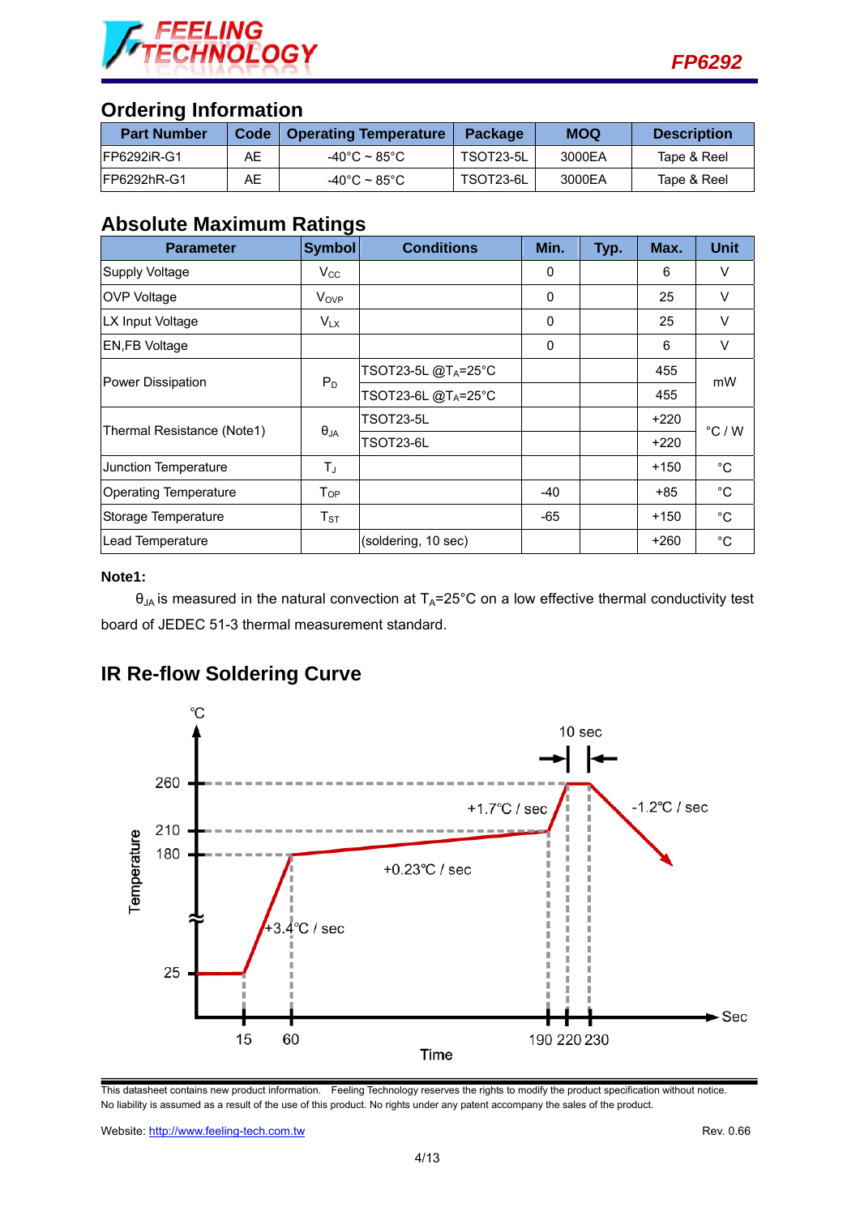## Ordering Information

| Part Number | Code | Operating Temperature | Package | MOQ | Description |
|---|---|---|---|---|---|
| FP6292iR-G1 | AE | -40°C ~ 85°C | TSOT23-5L | 3000EA | Tape & Reel |
| FP6292hR-G1 | AE | -40°C ~ 85°C | TSOT23-6L | 3000EA | Tape & Reel |

## Absolute Maximum Ratings

| Parameter | Symbol | Conditions | Min. | Typ. | Max. | Unit |
|---|---|---|---|---|---|---|
| Supply Voltage | $V_{CC}$ | | 0 | | 6 | V |
| OVP Voltage | $V_{OVP}$ | | 0 | | 25 | V |
| LX Input Voltage | $V_{LX}$ | | 0 | | 25 | V |
| EN,FB Voltage | | | 0 | | 6 | V |
| Power Dissipation | $P_D$ | TSOT23-5L @$T_A$=25°C | | | 455 | mW |
| | | TSOT23-6L @$T_A$=25°C | | | 455 | |
| Thermal Resistance (Note1) | $\theta_{JA}$ | TSOT23-5L | | | +220 | °C / W |
| | | TSOT23-6L | | | +220 | |
| Junction Temperature | $T_J$ | | | | +150 | °C |
| Operating Temperature | $T_{OP}$ | | -40 | | +85 | °C |
| Storage Temperature | $T_{ST}$ | | -65 | | +150 | °C |
| Lead Temperature | | (soldering, 10 sec) | | | +260 | °C |

**Note1:**

$\theta_{JA}$ is measured in the natural convection at $T_A$=25°C on a low effective thermal conductivity test board of JEDEC 51-3 thermal measurement standard.

## IR Re-flow Soldering Curve

This datasheet contains new product information. Feeling Technology reserves the rights to modify the product specification without notice. No liability is assumed as a result of the use of this product. No rights under any patent accompany the sales of the product.

Website: http://www.feeling-tech.com.tw

Rev. 0.66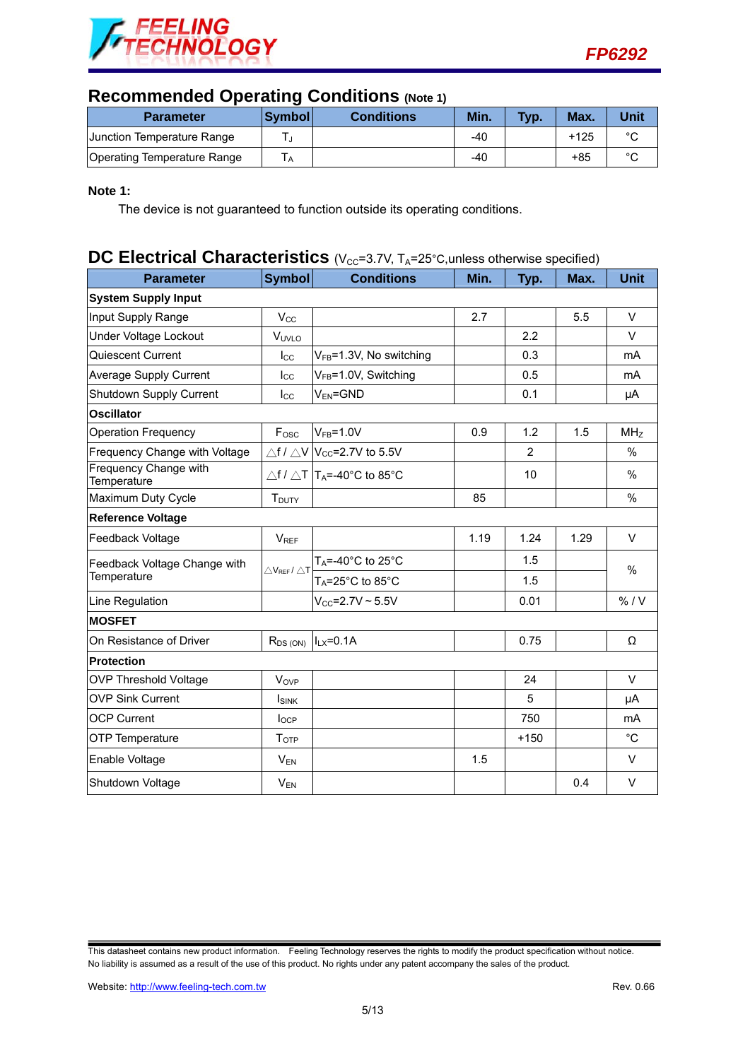## Recommended Operating Conditions (Note 1)

| Parameter | Symbol | Conditions | Min. | Typ. | Max. | Unit |
|---|---|---|---|---|---|---|
| Junction Temperature Range | $T_J$ | | -40 | | +125 | °C |
| Operating Temperature Range | $T_A$ | | -40 | | +85 | °C |

**Note 1:**

The device is not guaranteed to function outside its operating conditions.

## DC Electrical Characteristics ($V_{CC}$=3.7V, $T_A$=25°C,unless otherwise specified)

| Parameter | Symbol | Conditions | Min. | Typ. | Max. | Unit |
|---|---|---|---|---|---|---|
| **System Supply Input** | | | | | | |
| Input Supply Range | $V_{CC}$ | | 2.7 | | 5.5 | V |
| Under Voltage Lockout | $V_{UVLO}$ | | | 2.2 | | V |
| Quiescent Current | $I_{CC}$ | $V_{FB}$=1.3V, No switching | | 0.3 | | mA |
| Average Supply Current | $I_{CC}$ | $V_{FB}$=1.0V, Switching | | 0.5 | | mA |
| Shutdown Supply Current | $I_{CC}$ | $V_{EN}$=GND | | 0.1 | | μA |
| **Oscillator** | | | | | | |
| Operation Frequency | $F_{OSC}$ | $V_{FB}$=1.0V | 0.9 | 1.2 | 1.5 | MHz |
| Frequency Change with Voltage | $\triangle f / \triangle V$ | $V_{CC}$=2.7V to 5.5V | | 2 | | % |
| Frequency Change with Temperature | $\triangle f / \triangle T$ | $T_A$=-40°C to 85°C | | 10 | | % |
| Maximum Duty Cycle | $T_{DUTY}$ | | 85 | | | % |
| **Reference Voltage** | | | | | | |
| Feedback Voltage | $V_{REF}$ | | 1.19 | 1.24 | 1.29 | V |
| Feedback Voltage Change with Temperature | $\triangle V_{REF} / \triangle T$ | $T_A$=-40°C to 25°C | | 1.5 | | % |
| | | $T_A$=25°C to 85°C | | 1.5 | | |
| Line Regulation | | $V_{CC}$=2.7V ~ 5.5V | | 0.01 | | % / V |
| **MOSFET** | | | | | | |
| On Resistance of Driver | $R_{DS\,(ON)}$ | $I_{LX}$=0.1A | | 0.75 | | Ω |
| **Protection** | | | | | | |
| OVP Threshold Voltage | $V_{OVP}$ | | | 24 | | V |
| OVP Sink Current | $I_{SINK}$ | | | 5 | | μA |
| OCP Current | $I_{OCP}$ | | | 750 | | mA |
| OTP Temperature | $T_{OTP}$ | | | +150 | | °C |
| Enable Voltage | $V_{EN}$ | | 1.5 | | | V |
| Shutdown Voltage | $V_{EN}$ | | | | 0.4 | V |

This datasheet contains new product information. Feeling Technology reserves the rights to modify the product specification without notice. No liability is assumed as a result of the use of this product. No rights under any patent accompany the sales of the product.

Website: http://www.feeling-tech.com.tw Rev. 0.66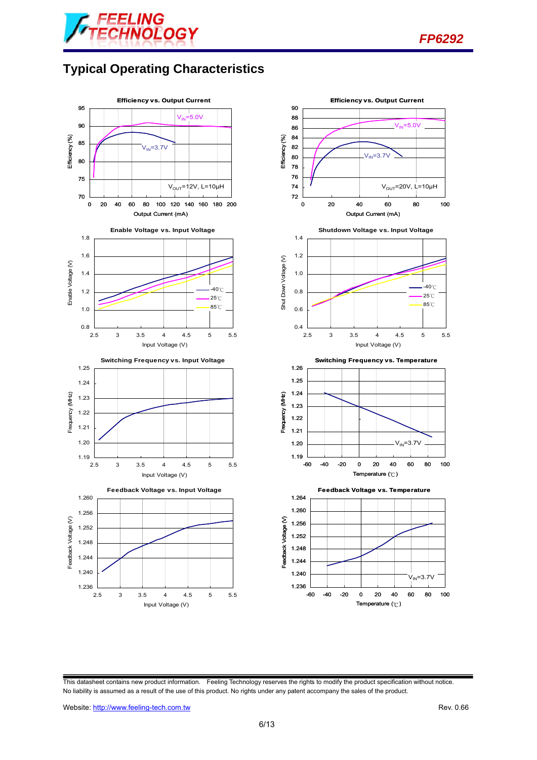# Typical Operating Characteristics

**Efficiency vs. Output Current**

$V_{IN}$=5.0V, $V_{IN}$=3.7V, $V_{OUT}$=12V, L=10μH

Efficiency (%) vs. Output Current (mA)

**Efficiency vs. Output Current**

$V_{IN}$=5.0V, $V_{IN}$=3.7V, $V_{OUT}$=20V, L=10μH

Efficiency (%) vs. Output Current (mA)

**Enable Voltage vs. Input Voltage**

-40℃, 25℃, 85℃

Enable Voltage (V) vs. Input Voltage (V)

**Shutdown Voltage vs. Input Voltage**

-40℃, 25℃, 85℃

Shut Down Voltage (V) vs. Input Voltage (V)

**Switching Frequency vs. Input Voltage**

Frequency (MHz) vs. Input Voltage (V)

**Switching Frequency vs. Temperature**

$V_{IN}$=3.7V

Frequency (MHz) vs. Temperature (℃)

**Feedback Voltage vs. Input Voltage**

Feedback Voltage (V) vs. Input Voltage (V)

**Feedback Voltage vs. Temperature**

$V_{IN}$=3.7V

Feedback Voltage (V) vs. Temperature (℃)

This datasheet contains new product information. Feeling Technology reserves the rights to modify the product specification without notice. No liability is assumed as a result of the use of this product. No rights under any patent accompany the sales of the product.

Website: http://www.feeling-tech.com.tw Rev. 0.66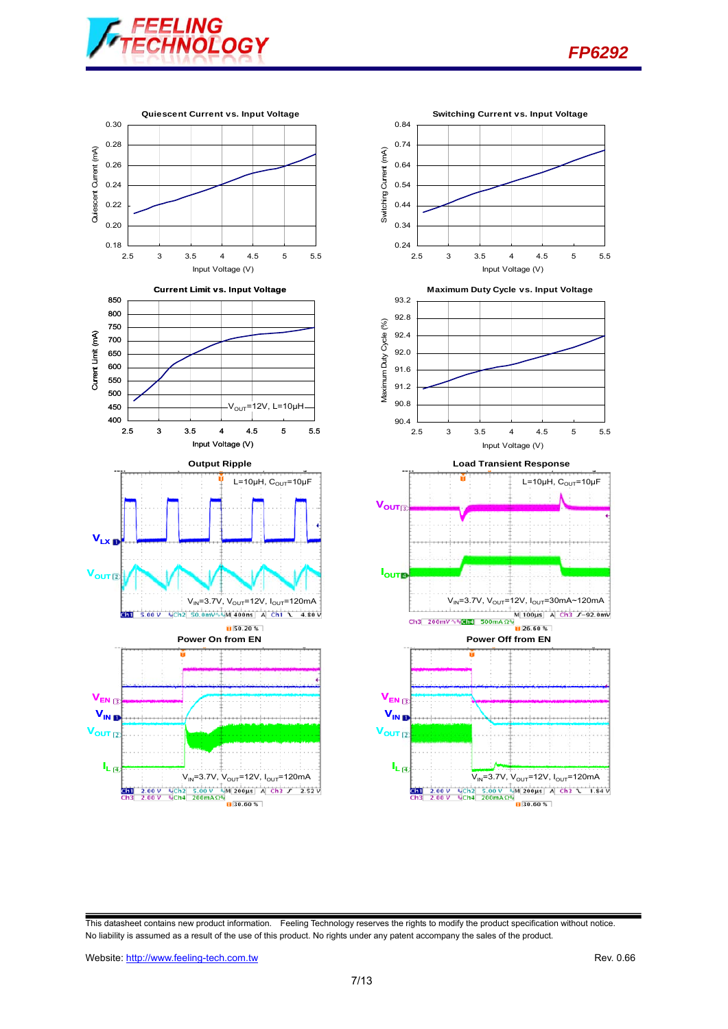**Quiescent Current vs. Input Voltage**

Quiescent Current (mA) vs. Input Voltage (V)

**Switching Current vs. Input Voltage**

Switching Current (mA) vs. Input Voltage (V)

**Current Limit vs. Input Voltage**

Current Limit (mA) vs. Input Voltage (V)

$V_{OUT}$=12V, L=10μH

**Maximum Duty Cycle vs. Input Voltage**

Maximum Duty Cycle (%) vs. Input Voltage (V)

**Output Ripple**

L=10μH, $C_{OUT}$=10μF

$V_{LX}$, $V_{OUT}$

$V_{IN}$=3.7V, $V_{OUT}$=12V, $I_{OUT}$=120mA

**Load Transient Response**

L=10μH, $C_{OUT}$=10μF

$V_{OUT}$, $I_{OUT}$

$V_{IN}$=3.7V, $V_{OUT}$=12V, $I_{OUT}$=30mA~120mA

**Power On from EN**

$V_{EN}$, $V_{IN}$, $V_{OUT}$, $I_L$

$V_{IN}$=3.7V, $V_{OUT}$=12V, $I_{OUT}$=120mA

**Power Off from EN**

$V_{EN}$, $V_{IN}$, $V_{OUT}$, $I_L$

$V_{IN}$=3.7V, $V_{OUT}$=12V, $I_{OUT}$=120mA

This datasheet contains new product information. Feeling Technology reserves the rights to modify the product specification without notice. No liability is assumed as a result of the use of this product. No rights under any patent accompany the sales of the product.

Website: http://www.feeling-tech.com.tw Rev. 0.66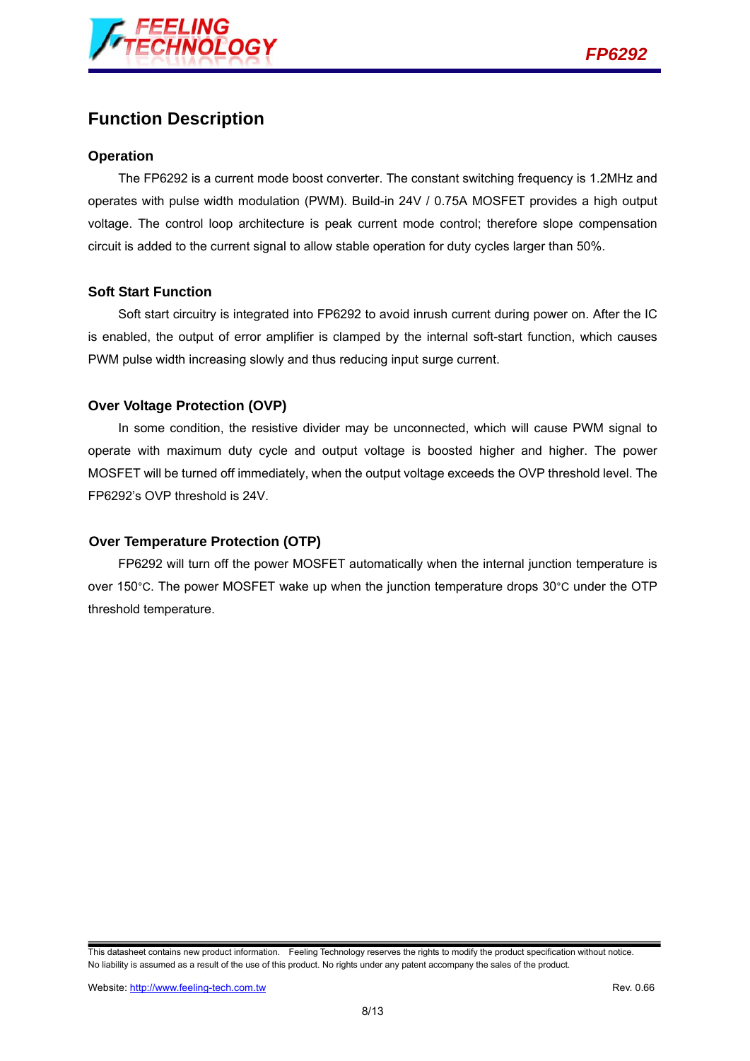## Function Description

### Operation

The FP6292 is a current mode boost converter. The constant switching frequency is 1.2MHz and operates with pulse width modulation (PWM). Build-in 24V / 0.75A MOSFET provides a high output voltage. The control loop architecture is peak current mode control; therefore slope compensation circuit is added to the current signal to allow stable operation for duty cycles larger than 50%.

### Soft Start Function

Soft start circuitry is integrated into FP6292 to avoid inrush current during power on. After the IC is enabled, the output of error amplifier is clamped by the internal soft-start function, which causes PWM pulse width increasing slowly and thus reducing input surge current.

### Over Voltage Protection (OVP)

In some condition, the resistive divider may be unconnected, which will cause PWM signal to operate with maximum duty cycle and output voltage is boosted higher and higher. The power MOSFET will be turned off immediately, when the output voltage exceeds the OVP threshold level. The FP6292's OVP threshold is 24V.

### Over Temperature Protection (OTP)

FP6292 will turn off the power MOSFET automatically when the internal junction temperature is over 150°C. The power MOSFET wake up when the junction temperature drops 30°C under the OTP threshold temperature.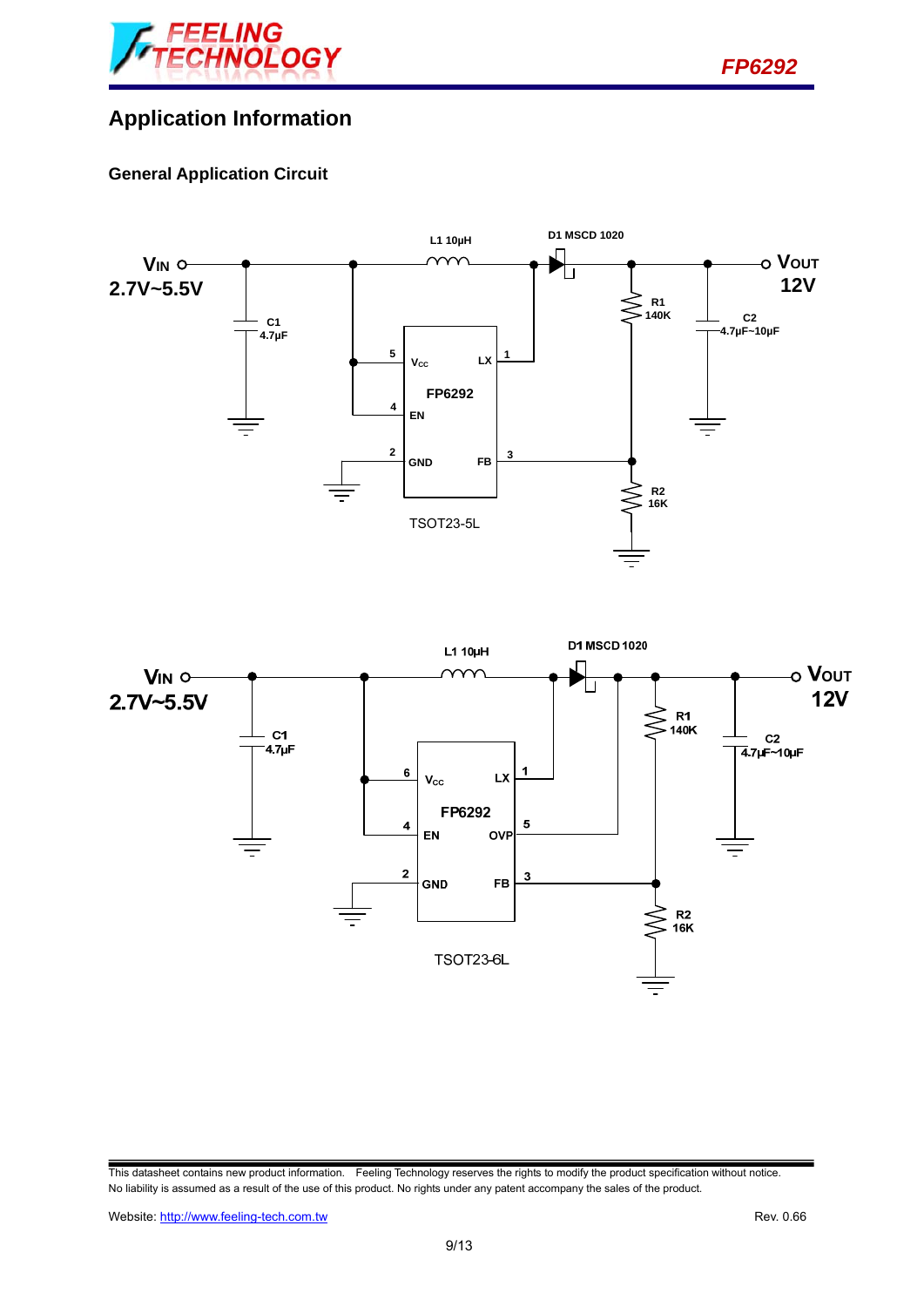# Application Information

## General Application Circuit

VIN 2.7V~5.5V

C1 4.7μF

L1 10μH

D1 MSCD 1020

R1 140K

C2 4.7μF~10μF

VOUT 12V

5 VCC, 4 EN, 2 GND, 1 LX, 3 FB

FP6292

R2 16K

TSOT23-5L

VIN 2.7V~5.5V

C1 4.7μF

L1 10μH

D1 MSCD 1020

R1 140K

C2 4.7μF~10μF

VOUT 12V

6 VCC, 4 EN, 2 GND, 1 LX, 5 OVP, 3 FB

FP6292

R2 16K

TSOT23-6L

This datasheet contains new product information. Feeling Technology reserves the rights to modify the product specification without notice. No liability is assumed as a result of the use of this product. No rights under any patent accompany the sales of the product.

Website: http://www.feeling-tech.com.tw

Rev. 0.66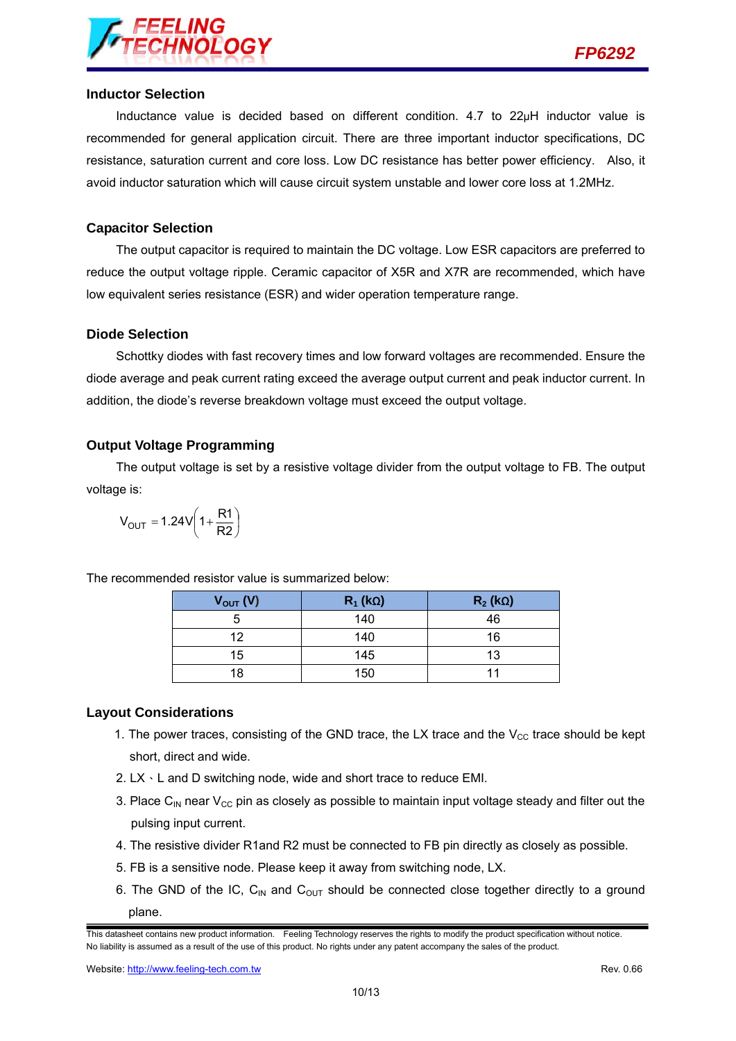### Inductor Selection

Inductance value is decided based on different condition. 4.7 to 22μH inductor value is recommended for general application circuit. There are three important inductor specifications, DC resistance, saturation current and core loss. Low DC resistance has better power efficiency. Also, it avoid inductor saturation which will cause circuit system unstable and lower core loss at 1.2MHz.

### Capacitor Selection

The output capacitor is required to maintain the DC voltage. Low ESR capacitors are preferred to reduce the output voltage ripple. Ceramic capacitor of X5R and X7R are recommended, which have low equivalent series resistance (ESR) and wider operation temperature range.

### Diode Selection

Schottky diodes with fast recovery times and low forward voltages are recommended. Ensure the diode average and peak current rating exceed the average output current and peak inductor current. In addition, the diode's reverse breakdown voltage must exceed the output voltage.

### Output Voltage Programming

The output voltage is set by a resistive voltage divider from the output voltage to FB. The output voltage is:

$$V_{OUT} = 1.24V\left(1 + \frac{R1}{R2}\right)$$

The recommended resistor value is summarized below:

| $V_{OUT}$ (V) | $R_1$ (kΩ) | $R_2$ (kΩ) |
|---|---|---|
| 5 | 140 | 46 |
| 12 | 140 | 16 |
| 15 | 145 | 13 |
| 18 | 150 | 11 |

### Layout Considerations

1. The power traces, consisting of the GND trace, the LX trace and the $V_{CC}$ trace should be kept short, direct and wide.
2. LX、L and D switching node, wide and short trace to reduce EMI.
3. Place $C_{IN}$ near $V_{CC}$ pin as closely as possible to maintain input voltage steady and filter out the pulsing input current.
4. The resistive divider R1and R2 must be connected to FB pin directly as closely as possible.
5. FB is a sensitive node. Please keep it away from switching node, LX.
6. The GND of the IC, $C_{IN}$ and $C_{OUT}$ should be connected close together directly to a ground plane.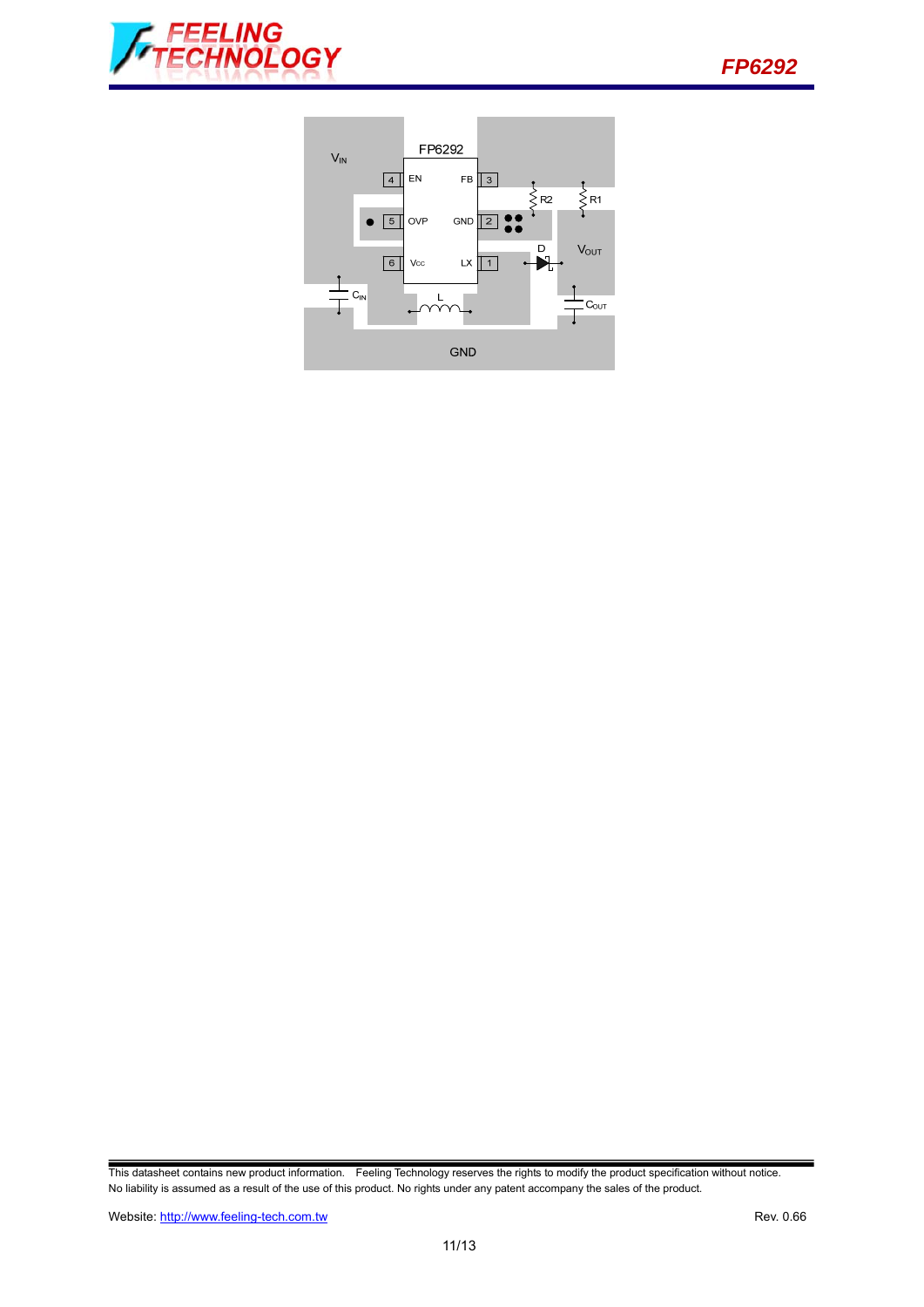FP6292

$V_{IN}$

4 EN

5 OVP

6 Vcc

FB 3

GND 2

LX 1

R2

R1

D

$V_{OUT}$

$C_{IN}$

L

$C_{OUT}$

GND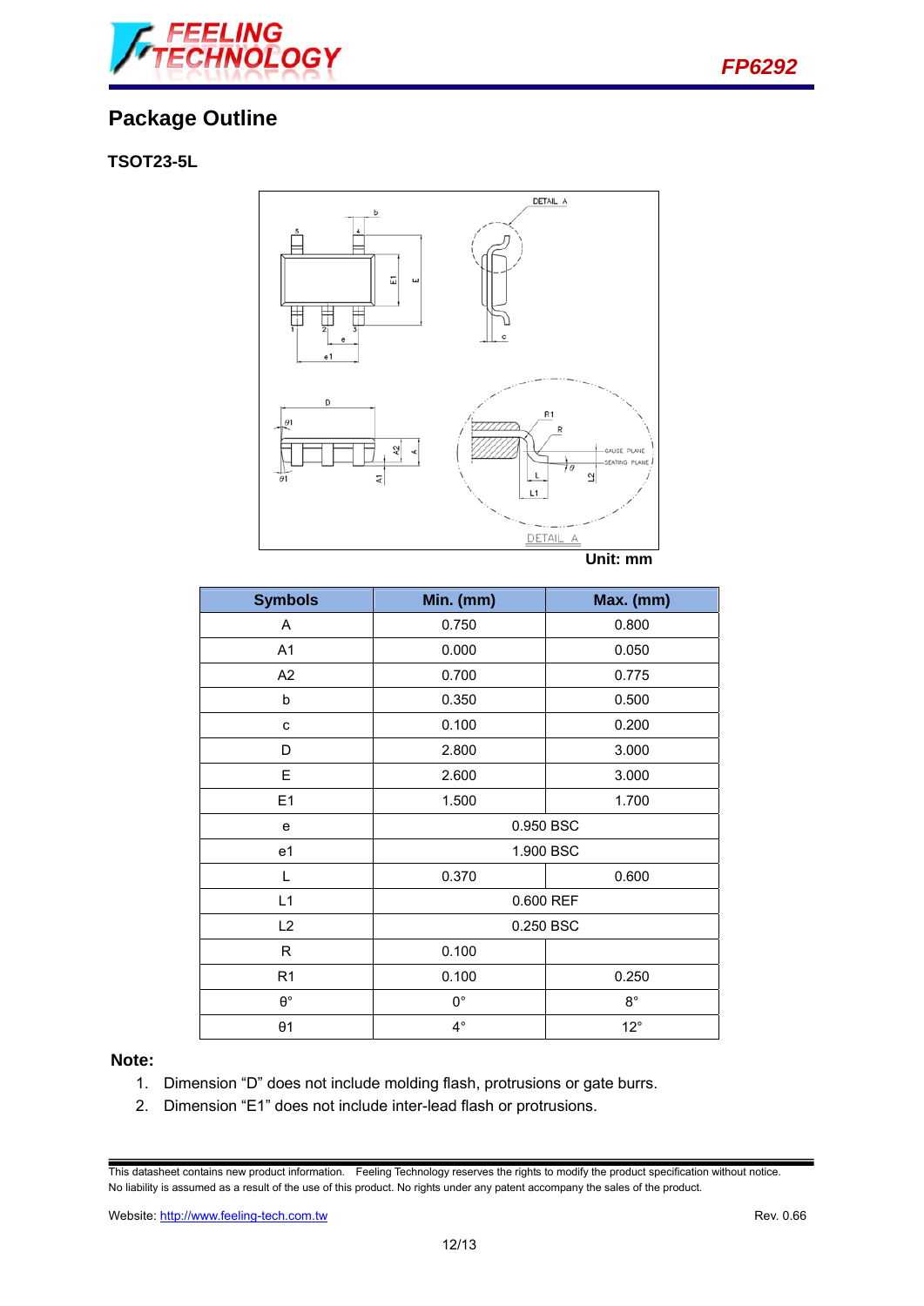## Package Outline

### TSOT23-5L

Unit: mm

| Symbols | Min. (mm) | Max. (mm) |
|---|---|---|
| A | 0.750 | 0.800 |
| A1 | 0.000 | 0.050 |
| A2 | 0.700 | 0.775 |
| b | 0.350 | 0.500 |
| c | 0.100 | 0.200 |
| D | 2.800 | 3.000 |
| E | 2.600 | 3.000 |
| E1 | 1.500 | 1.700 |
| e | 0.950 BSC | |
| e1 | 1.900 BSC | |
| L | 0.370 | 0.600 |
| L1 | 0.600 REF | |
| L2 | 0.250 BSC | |
| R | 0.100 | |
| R1 | 0.100 | 0.250 |
| θ° | 0° | 8° |
| θ1 | 4° | 12° |

**Note:**

1. Dimension “D” does not include molding flash, protrusions or gate burrs.
2. Dimension “E1” does not include inter-lead flash or protrusions.

This datasheet contains new product information. Feeling Technology reserves the rights to modify the product specification without notice. No liability is assumed as a result of the use of this product. No rights under any patent accompany the sales of the product.

Website: http://www.feeling-tech.com.tw

Rev. 0.66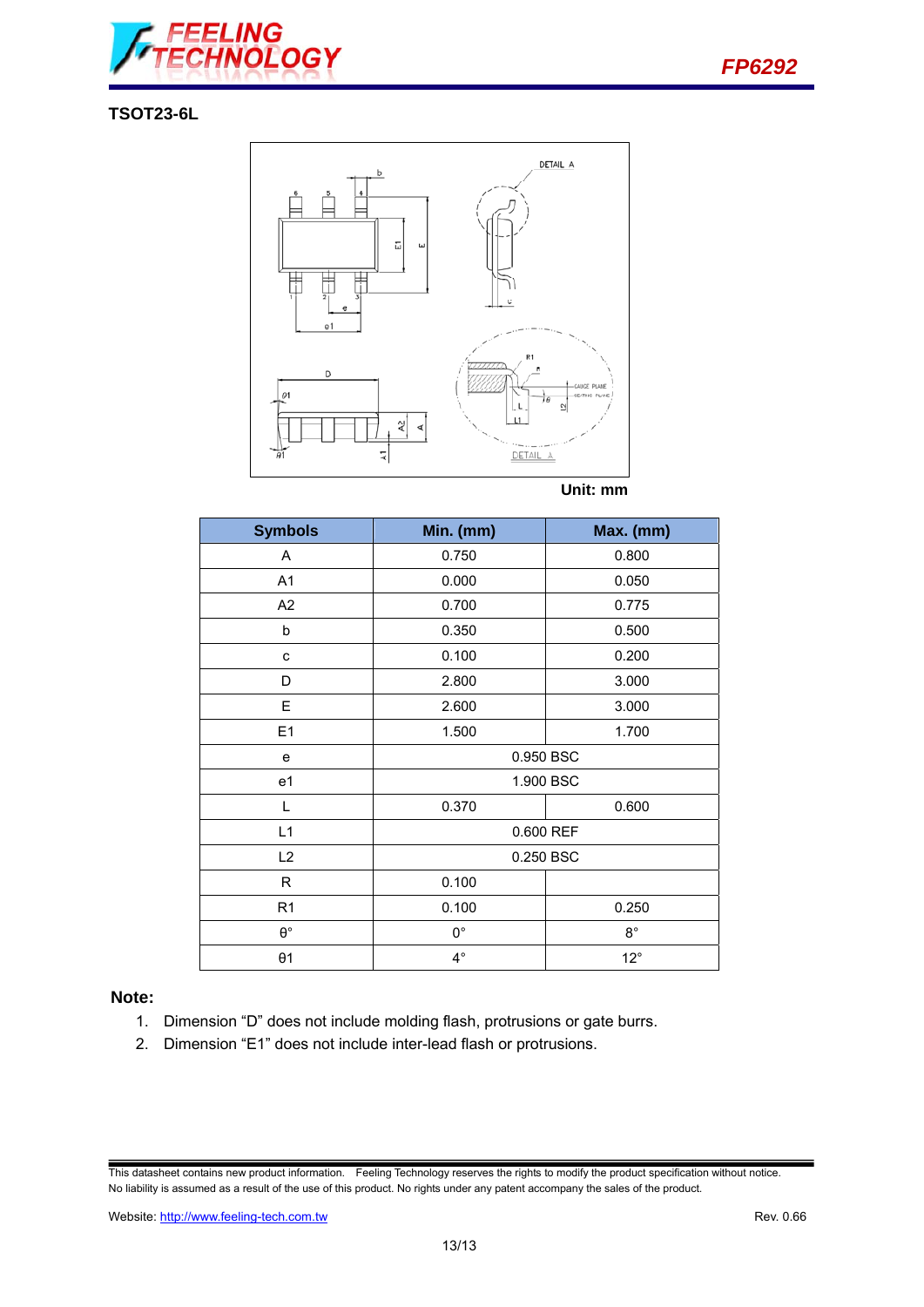## TSOT23-6L

Unit: mm

| Symbols | Min. (mm) | Max. (mm) |
|---|---|---|
| A | 0.750 | 0.800 |
| A1 | 0.000 | 0.050 |
| A2 | 0.700 | 0.775 |
| b | 0.350 | 0.500 |
| c | 0.100 | 0.200 |
| D | 2.800 | 3.000 |
| E | 2.600 | 3.000 |
| E1 | 1.500 | 1.700 |
| e | 0.950 BSC | |
| e1 | 1.900 BSC | |
| L | 0.370 | 0.600 |
| L1 | 0.600 REF | |
| L2 | 0.250 BSC | |
| R | 0.100 | |
| R1 | 0.100 | 0.250 |
| θ° | 0° | 8° |
| θ1 | 4° | 12° |

**Note:**

1. Dimension "D" does not include molding flash, protrusions or gate burrs.
2. Dimension "E1" does not include inter-lead flash or protrusions.

This datasheet contains new product information. Feeling Technology reserves the rights to modify the product specification without notice. No liability is assumed as a result of the use of this product. No rights under any patent accompany the sales of the product.

Website: http://www.feeling-tech.com.tw

Rev. 0.66